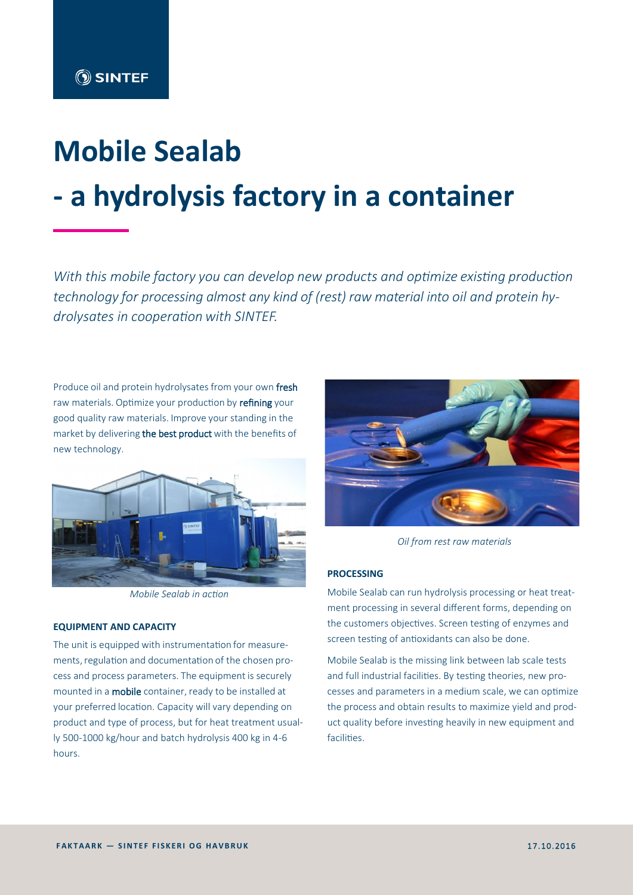SINTEF

# Mobile Sealab

# - a hydrolysis factory in a container

*With this mobile factory you can develop new products and optimize existing production technology for processing almost any kind of (rest) raw material into oil and protein hydrolysates in cooperation with SINTEF.*

Produce oil and protein hydrolysates from your own **fresh** raw materials. Optimize your production by **refining** your good quality raw materials. Improve your standing in the market by delivering **the best product** with the benefits of new technology.

*Mobile Sealab in action*

### EQUIPMENT AND CAPACITY

The unit is equipped with instrumentation for measurements, regulation and documentation of the chosen process and process parameters. The equipment is securely mounted in a **mobile** container, ready to be installed at your preferred location. Capacity will vary depending on product and type of process, but for heat treatment usually 500-1000 kg/hour and batch hydrolysis 400 kg in 4-6 hours.

*Oil from rest raw materials*

### PROCESSING

Mobile Sealab can run hydrolysis processing or heat treatment processing in several different forms, depending on the customers objectives. Screen testing of enzymes and screen testing of antioxidants can also be done.

Mobile Sealab is the missing link between lab scale tests and full industrial facilities. By testing theories, new processes and parameters in a medium scale, we can optimize the process and obtain results to maximize yield and product quality before investing heavily in new equipment and facilities.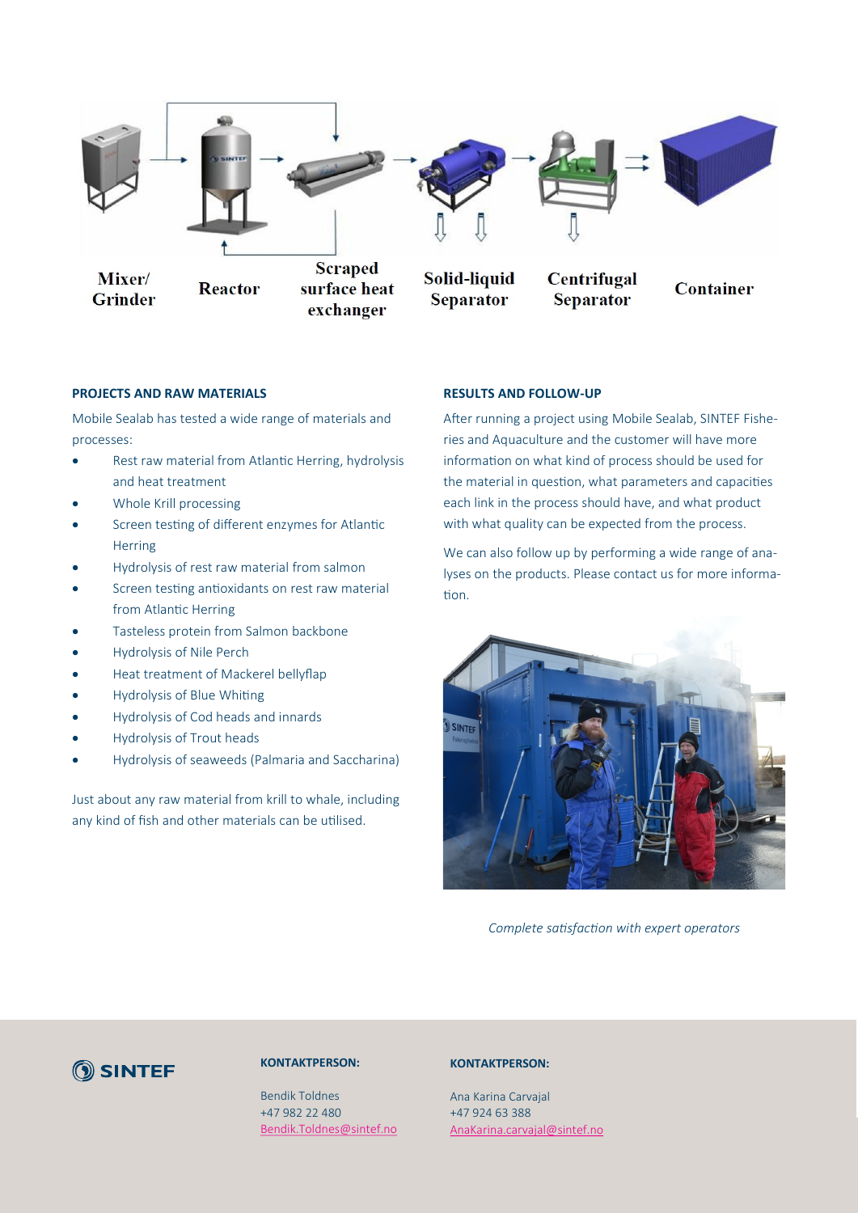Mixer/ Grinder

Reactor

Scraped surface heat exchanger

Solid-liquid Separator

Centrifugal Separator

Container

## PROJECTS AND RAW MATERIALS

Mobile Sealab has tested a wide range of materials and processes:

- Rest raw material from Atlantic Herring, hydrolysis and heat treatment
- Whole Krill processing
- Screen testing of different enzymes for Atlantic Herring
- Hydrolysis of rest raw material from salmon
- Screen testing antioxidants on rest raw material from Atlantic Herring
- Tasteless protein from Salmon backbone
- Hydrolysis of Nile Perch
- Heat treatment of Mackerel bellyflap
- Hydrolysis of Blue Whiting
- Hydrolysis of Cod heads and innards
- Hydrolysis of Trout heads
- Hydrolysis of seaweeds (Palmaria and Saccharina)

Just about any raw material from krill to whale, including any kind of fish and other materials can be utilised.

## RESULTS AND FOLLOW-UP

After running a project using Mobile Sealab, SINTEF Fisheries and Aquaculture and the customer will have more information on what kind of process should be used for the material in question, what parameters and capacities each link in the process should have, and what product with what quality can be expected from the process.

We can also follow up by performing a wide range of analyses on the products. Please contact us for more information.

*Complete satisfaction with expert operators*

SINTEF

**KONTAKTPERSON:**

Bendik Toldnes
+47 982 22 480
Bendik.Toldnes@sintef.no

**KONTAKTPERSON:**

Ana Karina Carvajal
+47 924 63 388
AnaKarina.carvajal@sintef.no